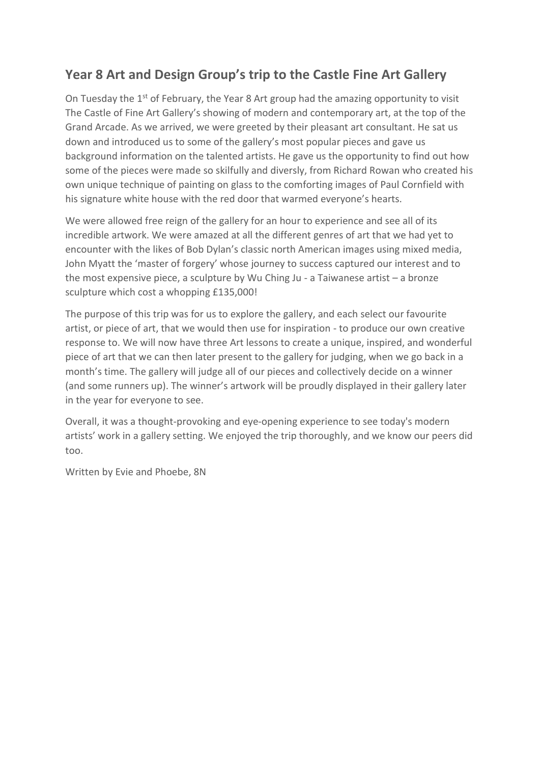## Year 8 Art and Design Group's trip to the Castle Fine Art Gallery

On Tuesday the 1st of February, the Year 8 Art group had the amazing opportunity to visit The Castle of Fine Art Gallery's showing of modern and contemporary art, at the top of the Grand Arcade. As we arrived, we were greeted by their pleasant art consultant. He sat us down and introduced us to some of the gallery's most popular pieces and gave us background information on the talented artists. He gave us the opportunity to find out how some of the pieces were made so skilfully and diversly, from Richard Rowan who created his own unique technique of painting on glass to the comforting images of Paul Cornfield with his signature white house with the red door that warmed everyone's hearts.

We were allowed free reign of the gallery for an hour to experience and see all of its incredible artwork. We were amazed at all the different genres of art that we had yet to encounter with the likes of Bob Dylan's classic north American images using mixed media, John Myatt the 'master of forgery' whose journey to success captured our interest and to the most expensive piece, a sculpture by Wu Ching Ju - a Taiwanese artist – a bronze sculpture which cost a whopping £135,000!

The purpose of this trip was for us to explore the gallery, and each select our favourite artist, or piece of art, that we would then use for inspiration - to produce our own creative response to. We will now have three Art lessons to create a unique, inspired, and wonderful piece of art that we can then later present to the gallery for judging, when we go back in a month's time. The gallery will judge all of our pieces and collectively decide on a winner (and some runners up). The winner's artwork will be proudly displayed in their gallery later in the year for everyone to see.

Overall, it was a thought-provoking and eye-opening experience to see today's modern artists' work in a gallery setting. We enjoyed the trip thoroughly, and we know our peers did too.

Written by Evie and Phoebe, 8N